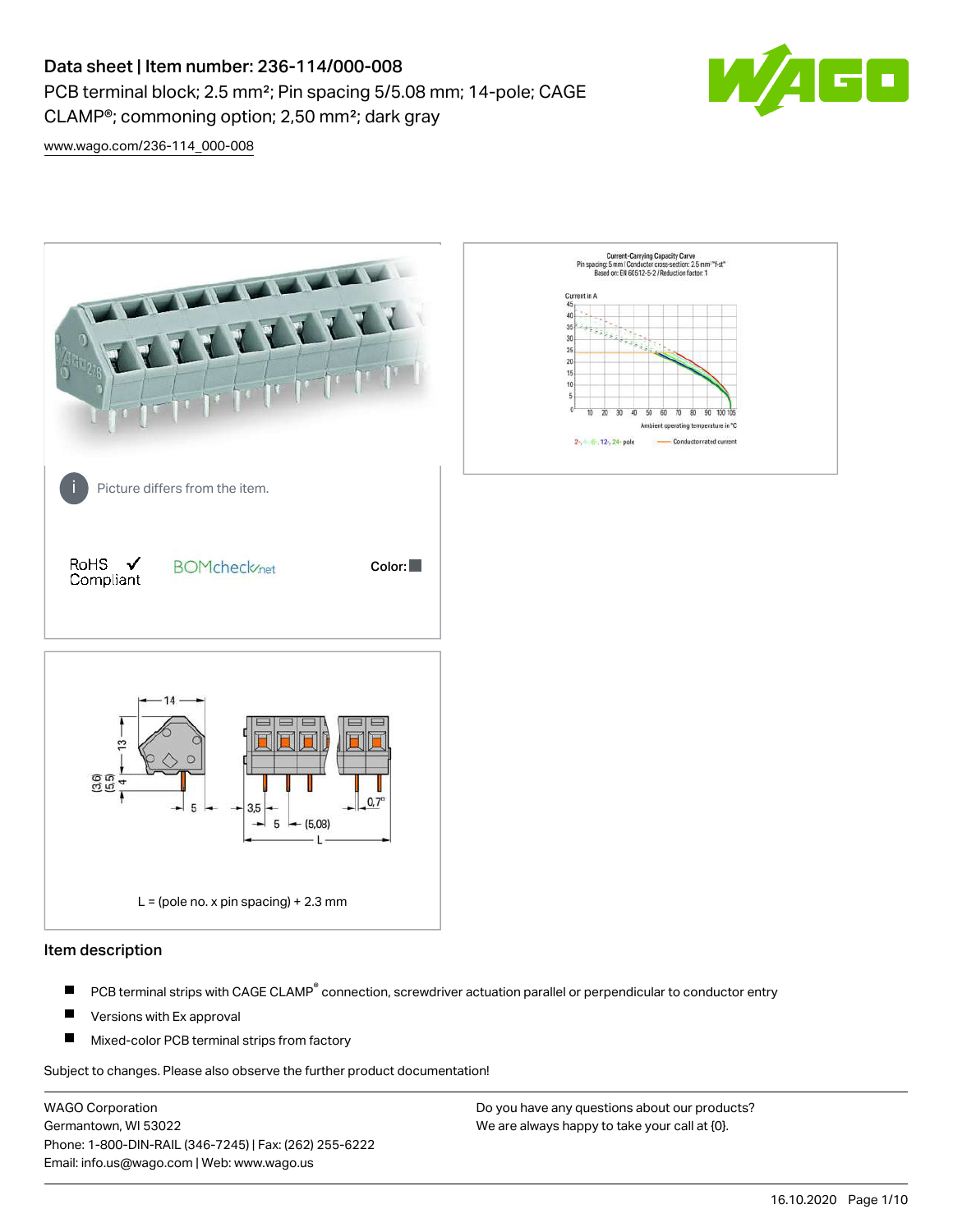# Data sheet | Item number: 236-114/000-008

PCB terminal block; 2.5 mm²; Pin spacing 5/5.08 mm; 14-pole; CAGE CLAMP®; commoning option; 2,50 mm²; dark gray

www.wago.com/236-114_000-008

Picture differs from the item.

RoHS Compliant ✓ BOMcheck.net Color:

L = (pole no. x pin spacing) + 2.3 mm

## Item description

- PCB terminal strips with CAGE CLAMP® connection, screwdriver actuation parallel or perpendicular to conductor entry
- Versions with Ex approval
- Mixed-color PCB terminal strips from factory

Subject to changes. Please also observe the further product documentation!

WAGO Corporation
Germantown, WI 53022
Phone: 1-800-DIN-RAIL (346-7245) | Fax: (262) 255-6222
Email: info.us@wago.com | Web: www.wago.us

Do you have any questions about our products?
We are always happy to take your call at {0}.

16.10.2020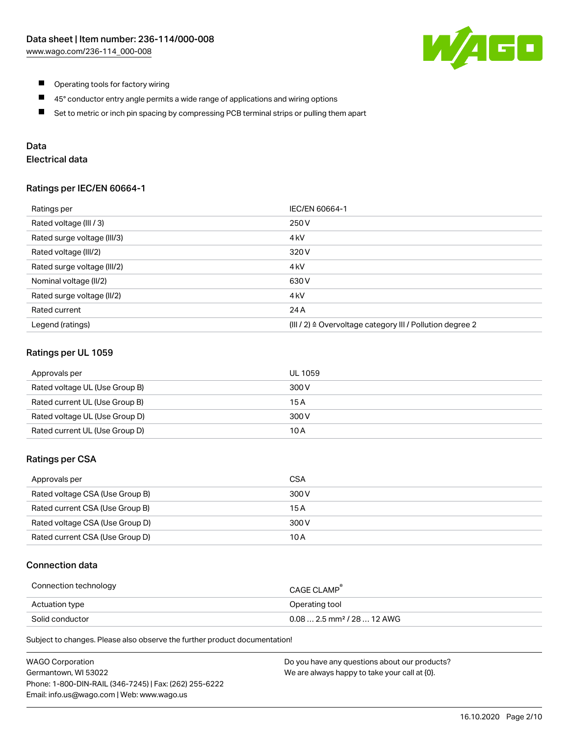- Operating tools for factory wiring
- 45° conductor entry angle permits a wide range of applications and wiring options
- Set to metric or inch pin spacing by compressing PCB terminal strips or pulling them apart

## Data

### Electrical data

#### Ratings per IEC/EN 60664-1

| Ratings per | IEC/EN 60664-1 |
|---|---|
| Rated voltage (III / 3) | 250 V |
| Rated surge voltage (III/3) | 4 kV |
| Rated voltage (III/2) | 320 V |
| Rated surge voltage (III/2) | 4 kV |
| Nominal voltage (II/2) | 630 V |
| Rated surge voltage (II/2) | 4 kV |
| Rated current | 24 A |
| Legend (ratings) | (III / 2) ≙ Overvoltage category III / Pollution degree 2 |

#### Ratings per UL 1059

| Approvals per | UL 1059 |
|---|---|
| Rated voltage UL (Use Group B) | 300 V |
| Rated current UL (Use Group B) | 15 A |
| Rated voltage UL (Use Group D) | 300 V |
| Rated current UL (Use Group D) | 10 A |

#### Ratings per CSA

| Approvals per | CSA |
|---|---|
| Rated voltage CSA (Use Group B) | 300 V |
| Rated current CSA (Use Group B) | 15 A |
| Rated voltage CSA (Use Group D) | 300 V |
| Rated current CSA (Use Group D) | 10 A |

#### Connection data

| Connection technology | CAGE CLAMP® |
|---|---|
| Actuation type | Operating tool |
| Solid conductor | 0.08 … 2.5 mm² / 28 … 12 AWG |

Subject to changes. Please also observe the further product documentation!

WAGO Corporation
Germantown, WI 53022
Phone: 1-800-DIN-RAIL (346-7245) | Fax: (262) 255-6222
Email: info.us@wago.com | Web: www.wago.us

Do you have any questions about our products?
We are always happy to take your call at {0}.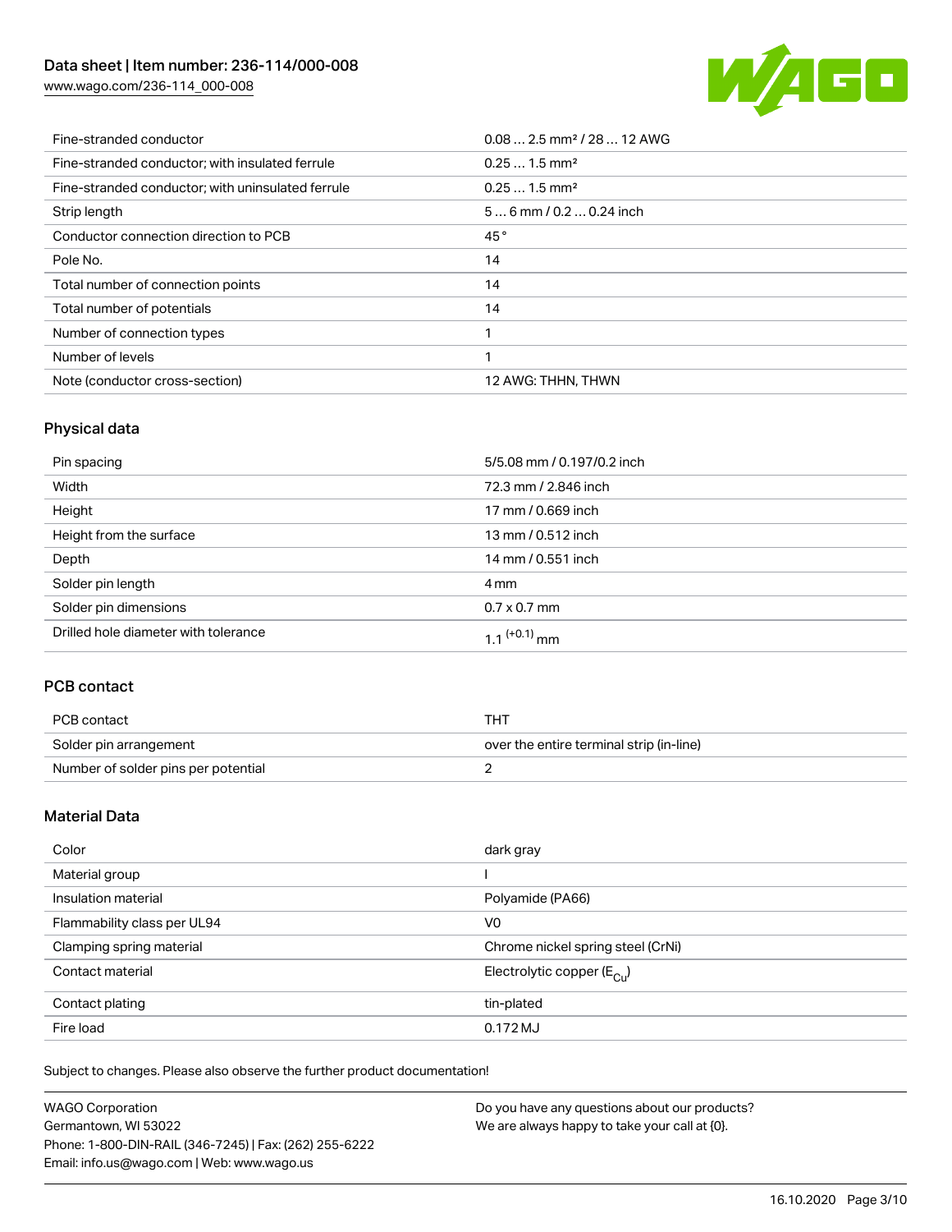| Fine-stranded conductor | 0.08 … 2.5 mm² / 28 … 12 AWG |
| --- | --- |
| Fine-stranded conductor; with insulated ferrule | 0.25 … 1.5 mm² |
| Fine-stranded conductor; with uninsulated ferrule | 0.25 … 1.5 mm² |
| Strip length | 5 … 6 mm / 0.2 … 0.24 inch |
| Conductor connection direction to PCB | 45 ° |
| Pole No. | 14 |
| Total number of connection points | 14 |
| Total number of potentials | 14 |
| Number of connection types | 1 |
| Number of levels | 1 |
| Note (conductor cross-section) | 12 AWG: THHN, THWN |

## Physical data

| Pin spacing | 5/5.08 mm / 0.197/0.2 inch |
| --- | --- |
| Width | 72.3 mm / 2.846 inch |
| Height | 17 mm / 0.669 inch |
| Height from the surface | 13 mm / 0.512 inch |
| Depth | 14 mm / 0.551 inch |
| Solder pin length | 4 mm |
| Solder pin dimensions | 0.7 x 0.7 mm |
| Drilled hole diameter with tolerance | $1.1^{(+0.1)}$ mm |

## PCB contact

| PCB contact | THT |
| --- | --- |
| Solder pin arrangement | over the entire terminal strip (in-line) |
| Number of solder pins per potential | 2 |

## Material Data

| Color | dark gray |
| --- | --- |
| Material group | I |
| Insulation material | Polyamide (PA66) |
| Flammability class per UL94 | V0 |
| Clamping spring material | Chrome nickel spring steel (CrNi) |
| Contact material | Electrolytic copper ($E_{Cu}$) |
| Contact plating | tin-plated |
| Fire load | 0.172 MJ |

Subject to changes. Please also observe the further product documentation!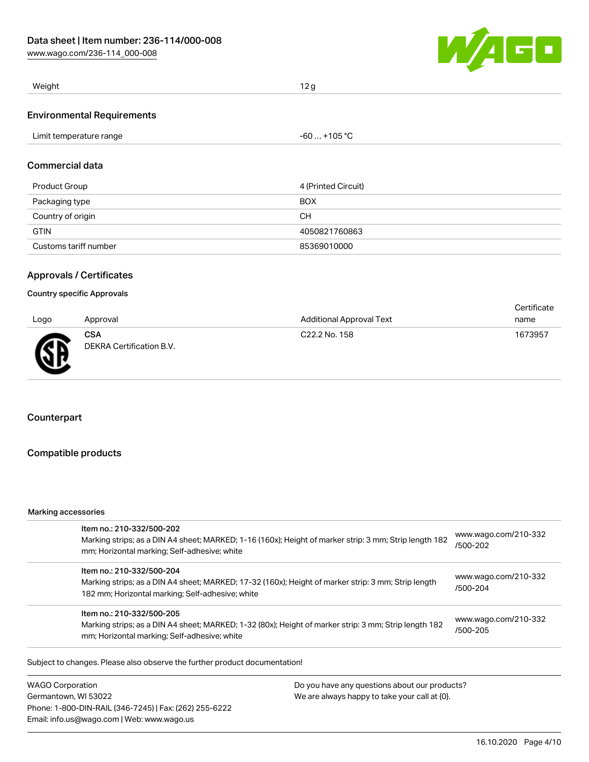| Weight | 12 g |
| --- | --- |

## Environmental Requirements

| Limit temperature range | -60 … +105 °C |
| --- | --- |

## Commercial data

| Product Group | 4 (Printed Circuit) |
| --- | --- |
| Packaging type | BOX |
| Country of origin | CH |
| GTIN | 4050821760863 |
| Customs tariff number | 85369010000 |

## Approvals / Certificates

### Country specific Approvals

| Logo | Approval | Additional Approval Text | Certificate name |
| --- | --- | --- | --- |
| | **CSA** DEKRA Certification B.V. | C22.2 No. 158 | 1673957 |

## Counterpart

## Compatible products

Marking accessories

| | Item | Link |
| --- | --- | --- |
| | Item no.: 210-332/500-202 Marking strips; as a DIN A4 sheet; MARKED; 1-16 (160x); Height of marker strip: 3 mm; Strip length 182 mm; Horizontal marking; Self-adhesive; white | www.wago.com/210-332/500-202 |
| | Item no.: 210-332/500-204 Marking strips; as a DIN A4 sheet; MARKED; 17-32 (160x); Height of marker strip: 3 mm; Strip length 182 mm; Horizontal marking; Self-adhesive; white | www.wago.com/210-332/500-204 |
| | Item no.: 210-332/500-205 Marking strips; as a DIN A4 sheet; MARKED; 1-32 (80x); Height of marker strip: 3 mm; Strip length 182 mm; Horizontal marking; Self-adhesive; white | www.wago.com/210-332/500-205 |

Subject to changes. Please also observe the further product documentation!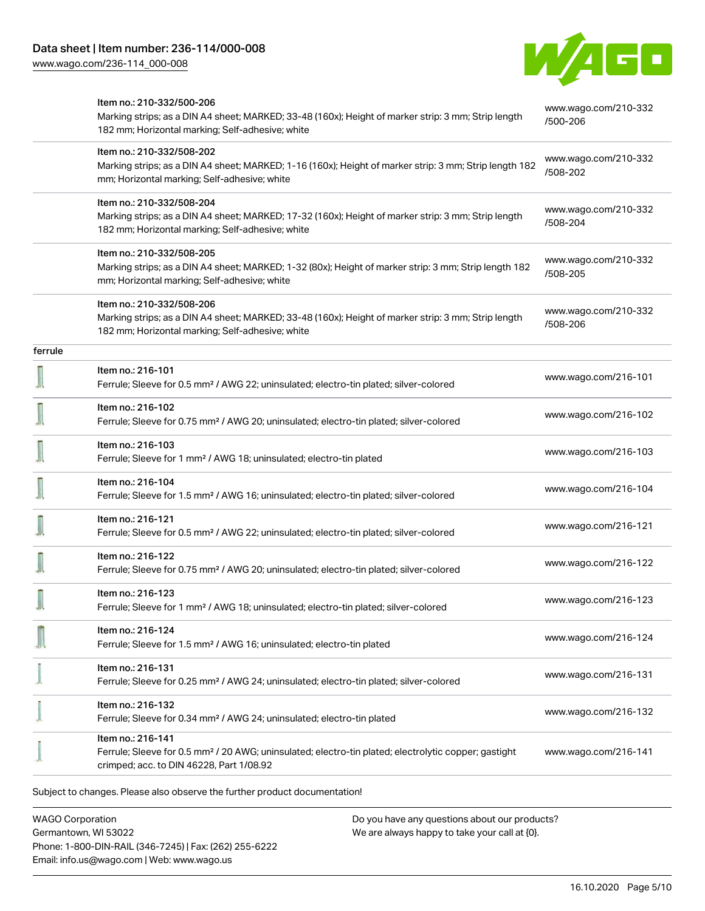| | | |
|---|---|---|
| | Item no.: 210-332/500-206<br>Marking strips; as a DIN A4 sheet; MARKED; 33-48 (160x); Height of marker strip: 3 mm; Strip length 182 mm; Horizontal marking; Self-adhesive; white | www.wago.com/210-332/500-206 |
| | Item no.: 210-332/508-202<br>Marking strips; as a DIN A4 sheet; MARKED; 1-16 (160x); Height of marker strip: 3 mm; Strip length 182 mm; Horizontal marking; Self-adhesive; white | www.wago.com/210-332/508-202 |
| | Item no.: 210-332/508-204<br>Marking strips; as a DIN A4 sheet; MARKED; 17-32 (160x); Height of marker strip: 3 mm; Strip length 182 mm; Horizontal marking; Self-adhesive; white | www.wago.com/210-332/508-204 |
| | Item no.: 210-332/508-205<br>Marking strips; as a DIN A4 sheet; MARKED; 1-32 (80x); Height of marker strip: 3 mm; Strip length 182 mm; Horizontal marking; Self-adhesive; white | www.wago.com/210-332/508-205 |
| | Item no.: 210-332/508-206<br>Marking strips; as a DIN A4 sheet; MARKED; 33-48 (160x); Height of marker strip: 3 mm; Strip length 182 mm; Horizontal marking; Self-adhesive; white | www.wago.com/210-332/508-206 |
| ferrule | | |
| | Item no.: 216-101<br>Ferrule; Sleeve for 0.5 mm² / AWG 22; uninsulated; electro-tin plated; silver-colored | www.wago.com/216-101 |
| | Item no.: 216-102<br>Ferrule; Sleeve for 0.75 mm² / AWG 20; uninsulated; electro-tin plated; silver-colored | www.wago.com/216-102 |
| | Item no.: 216-103<br>Ferrule; Sleeve for 1 mm² / AWG 18; uninsulated; electro-tin plated | www.wago.com/216-103 |
| | Item no.: 216-104<br>Ferrule; Sleeve for 1.5 mm² / AWG 16; uninsulated; electro-tin plated; silver-colored | www.wago.com/216-104 |
| | Item no.: 216-121<br>Ferrule; Sleeve for 0.5 mm² / AWG 22; uninsulated; electro-tin plated; silver-colored | www.wago.com/216-121 |
| | Item no.: 216-122<br>Ferrule; Sleeve for 0.75 mm² / AWG 20; uninsulated; electro-tin plated; silver-colored | www.wago.com/216-122 |
| | Item no.: 216-123<br>Ferrule; Sleeve for 1 mm² / AWG 18; uninsulated; electro-tin plated; silver-colored | www.wago.com/216-123 |
| | Item no.: 216-124<br>Ferrule; Sleeve for 1.5 mm² / AWG 16; uninsulated; electro-tin plated | www.wago.com/216-124 |
| | Item no.: 216-131<br>Ferrule; Sleeve for 0.25 mm² / AWG 24; uninsulated; electro-tin plated; silver-colored | www.wago.com/216-131 |
| | Item no.: 216-132<br>Ferrule; Sleeve for 0.34 mm² / AWG 24; uninsulated; electro-tin plated | www.wago.com/216-132 |
| | Item no.: 216-141<br>Ferrule; Sleeve for 0.5 mm² / 20 AWG; uninsulated; electro-tin plated; electrolytic copper; gastight crimped; acc. to DIN 46228, Part 1/08.92 | www.wago.com/216-141 |

Subject to changes. Please also observe the further product documentation!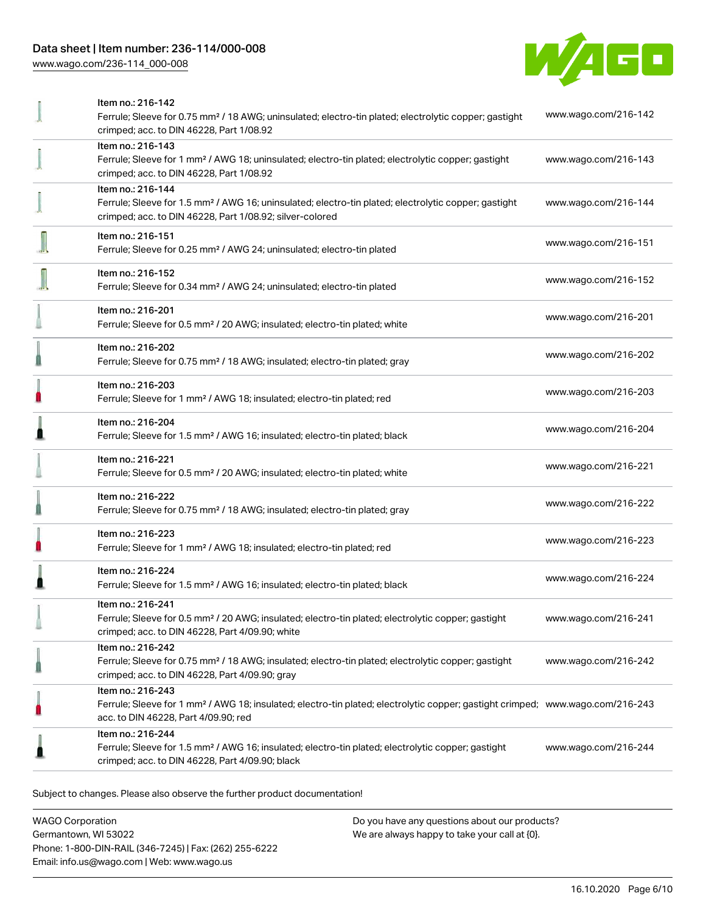| | | |
|---|---|---|
| | Item no.: 216-142<br>Ferrule; Sleeve for 0.75 mm² / 18 AWG; uninsulated; electro-tin plated; electrolytic copper; gastight crimped; acc. to DIN 46228, Part 1/08.92 | www.wago.com/216-142 |
| | Item no.: 216-143<br>Ferrule; Sleeve for 1 mm² / AWG 18; uninsulated; electro-tin plated; electrolytic copper; gastight crimped; acc. to DIN 46228, Part 1/08.92 | www.wago.com/216-143 |
| | Item no.: 216-144<br>Ferrule; Sleeve for 1.5 mm² / AWG 16; uninsulated; electro-tin plated; electrolytic copper; gastight crimped; acc. to DIN 46228, Part 1/08.92; silver-colored | www.wago.com/216-144 |
| | Item no.: 216-151<br>Ferrule; Sleeve for 0.25 mm² / AWG 24; uninsulated; electro-tin plated | www.wago.com/216-151 |
| | Item no.: 216-152<br>Ferrule; Sleeve for 0.34 mm² / AWG 24; uninsulated; electro-tin plated | www.wago.com/216-152 |
| | Item no.: 216-201<br>Ferrule; Sleeve for 0.5 mm² / 20 AWG; insulated; electro-tin plated; white | www.wago.com/216-201 |
| | Item no.: 216-202<br>Ferrule; Sleeve for 0.75 mm² / 18 AWG; insulated; electro-tin plated; gray | www.wago.com/216-202 |
| | Item no.: 216-203<br>Ferrule; Sleeve for 1 mm² / AWG 18; insulated; electro-tin plated; red | www.wago.com/216-203 |
| | Item no.: 216-204<br>Ferrule; Sleeve for 1.5 mm² / AWG 16; insulated; electro-tin plated; black | www.wago.com/216-204 |
| | Item no.: 216-221<br>Ferrule; Sleeve for 0.5 mm² / 20 AWG; insulated; electro-tin plated; white | www.wago.com/216-221 |
| | Item no.: 216-222<br>Ferrule; Sleeve for 0.75 mm² / 18 AWG; insulated; electro-tin plated; gray | www.wago.com/216-222 |
| | Item no.: 216-223<br>Ferrule; Sleeve for 1 mm² / AWG 18; insulated; electro-tin plated; red | www.wago.com/216-223 |
| | Item no.: 216-224<br>Ferrule; Sleeve for 1.5 mm² / AWG 16; insulated; electro-tin plated; black | www.wago.com/216-224 |
| | Item no.: 216-241<br>Ferrule; Sleeve for 0.5 mm² / 20 AWG; insulated; electro-tin plated; electrolytic copper; gastight crimped; acc. to DIN 46228, Part 4/09.90; white | www.wago.com/216-241 |
| | Item no.: 216-242<br>Ferrule; Sleeve for 0.75 mm² / 18 AWG; insulated; electro-tin plated; electrolytic copper; gastight crimped; acc. to DIN 46228, Part 4/09.90; gray | www.wago.com/216-242 |
| | Item no.: 216-243<br>Ferrule; Sleeve for 1 mm² / AWG 18; insulated; electro-tin plated; electrolytic copper; gastight crimped; acc. to DIN 46228, Part 4/09.90; red | www.wago.com/216-243 |
| | Item no.: 216-244<br>Ferrule; Sleeve for 1.5 mm² / AWG 16; insulated; electro-tin plated; electrolytic copper; gastight crimped; acc. to DIN 46228, Part 4/09.90; black | www.wago.com/216-244 |

Subject to changes. Please also observe the further product documentation!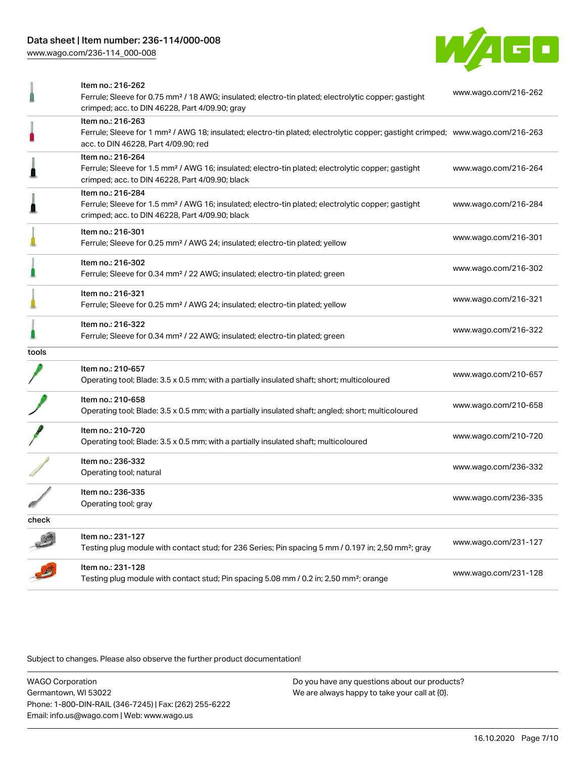| | | |
|---|---|---|
| | Item no.: 216-262<br>Ferrule; Sleeve for 0.75 mm² / 18 AWG; insulated; electro-tin plated; electrolytic copper; gastight crimped; acc. to DIN 46228, Part 4/09.90; gray | www.wago.com/216-262 |
| | Item no.: 216-263<br>Ferrule; Sleeve for 1 mm² / AWG 18; insulated; electro-tin plated; electrolytic copper; gastight crimped; acc. to DIN 46228, Part 4/09.90; red | www.wago.com/216-263 |
| | Item no.: 216-264<br>Ferrule; Sleeve for 1.5 mm² / AWG 16; insulated; electro-tin plated; electrolytic copper; gastight crimped; acc. to DIN 46228, Part 4/09.90; black | www.wago.com/216-264 |
| | Item no.: 216-284<br>Ferrule; Sleeve for 1.5 mm² / AWG 16; insulated; electro-tin plated; electrolytic copper; gastight crimped; acc. to DIN 46228, Part 4/09.90; black | www.wago.com/216-284 |
| | Item no.: 216-301<br>Ferrule; Sleeve for 0.25 mm² / AWG 24; insulated; electro-tin plated; yellow | www.wago.com/216-301 |
| | Item no.: 216-302<br>Ferrule; Sleeve for 0.34 mm² / 22 AWG; insulated; electro-tin plated; green | www.wago.com/216-302 |
| | Item no.: 216-321<br>Ferrule; Sleeve for 0.25 mm² / AWG 24; insulated; electro-tin plated; yellow | www.wago.com/216-321 |
| | Item no.: 216-322<br>Ferrule; Sleeve for 0.34 mm² / 22 AWG; insulated; electro-tin plated; green | www.wago.com/216-322 |
| tools | | |
| | Item no.: 210-657<br>Operating tool; Blade: 3.5 x 0.5 mm; with a partially insulated shaft; short; multicoloured | www.wago.com/210-657 |
| | Item no.: 210-658<br>Operating tool; Blade: 3.5 x 0.5 mm; with a partially insulated shaft; angled; short; multicoloured | www.wago.com/210-658 |
| | Item no.: 210-720<br>Operating tool; Blade: 3.5 x 0.5 mm; with a partially insulated shaft; multicoloured | www.wago.com/210-720 |
| | Item no.: 236-332<br>Operating tool; natural | www.wago.com/236-332 |
| | Item no.: 236-335<br>Operating tool; gray | www.wago.com/236-335 |
| check | | |
| | Item no.: 231-127<br>Testing plug module with contact stud; for 236 Series; Pin spacing 5 mm / 0.197 in; 2,50 mm²; gray | www.wago.com/231-127 |
| | Item no.: 231-128<br>Testing plug module with contact stud; Pin spacing 5.08 mm / 0.2 in; 2,50 mm²; orange | www.wago.com/231-128 |

Subject to changes. Please also observe the further product documentation!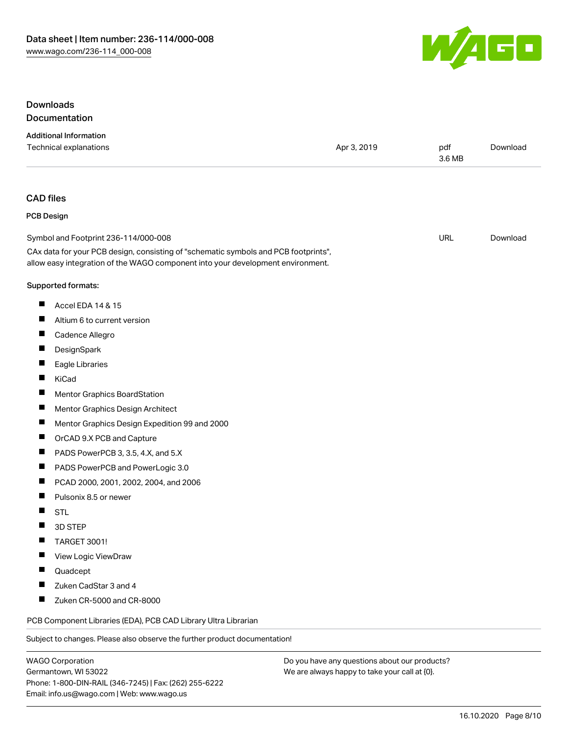## Downloads

### Documentation

**Additional Information**

| Technical explanations | Apr 3, 2019 | pdf 3.6 MB | Download |
| --- | --- | --- | --- |

### CAD files

**PCB Design**

| Symbol and Footprint 236-114/000-008 | URL | Download |
| --- | --- | --- |

CAx data for your PCB design, consisting of "schematic symbols and PCB footprints", allow easy integration of the WAGO component into your development environment.

**Supported formats:**

- Accel EDA 14 & 15
- Altium 6 to current version
- Cadence Allegro
- DesignSpark
- Eagle Libraries
- KiCad
- Mentor Graphics BoardStation
- Mentor Graphics Design Architect
- Mentor Graphics Design Expedition 99 and 2000
- OrCAD 9.X PCB and Capture
- PADS PowerPCB 3, 3.5, 4.X, and 5.X
- PADS PowerPCB and PowerLogic 3.0
- PCAD 2000, 2001, 2002, 2004, and 2006
- Pulsonix 8.5 or newer
- STL
- 3D STEP
- TARGET 3001!
- View Logic ViewDraw
- Quadcept
- Zuken CadStar 3 and 4
- Zuken CR-5000 and CR-8000

PCB Component Libraries (EDA), PCB CAD Library Ultra Librarian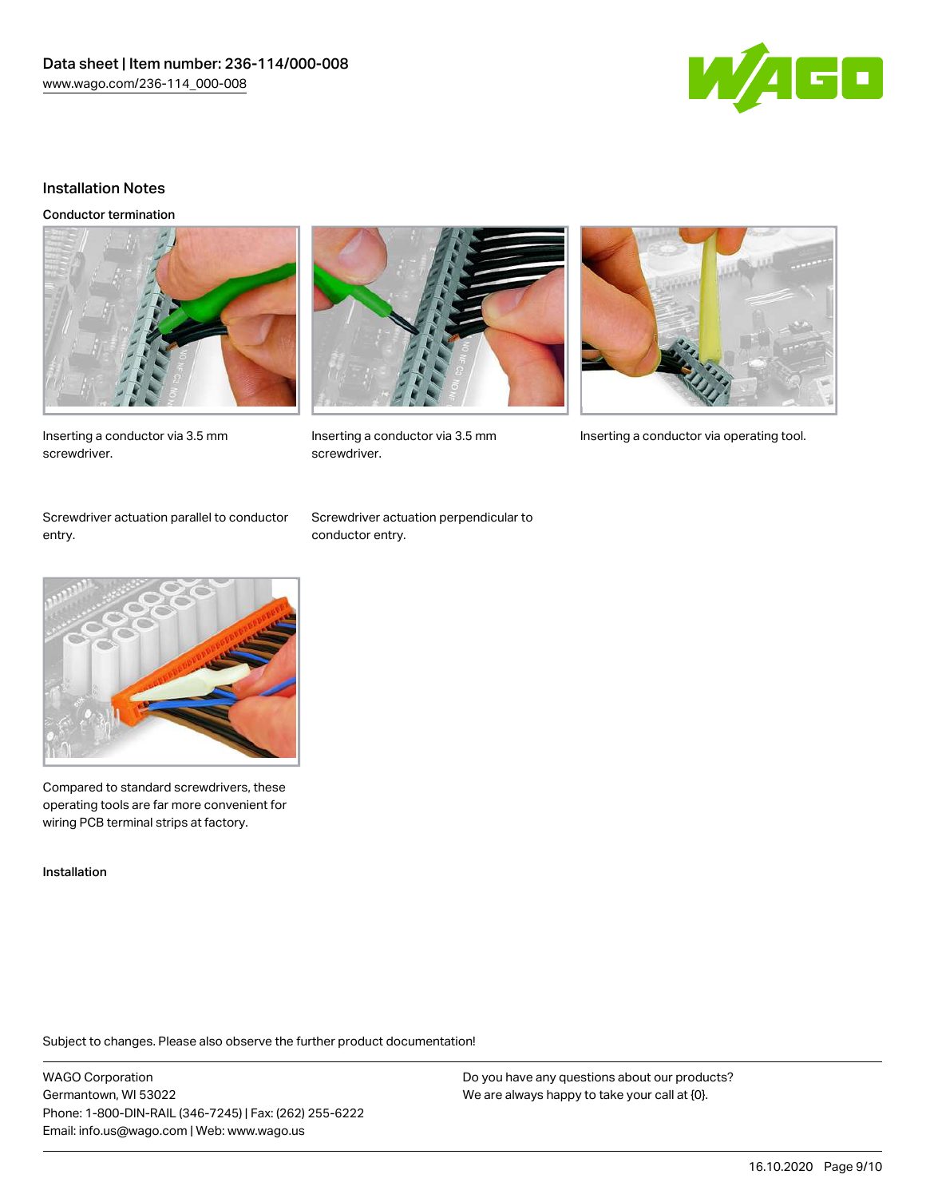## Installation Notes

### Conductor termination

Inserting a conductor via 3.5 mm screwdriver.

Inserting a conductor via 3.5 mm screwdriver.

Inserting a conductor via operating tool.

Screwdriver actuation parallel to conductor entry.

Screwdriver actuation perpendicular to conductor entry.

Compared to standard screwdrivers, these operating tools are far more convenient for wiring PCB terminal strips at factory.

### Installation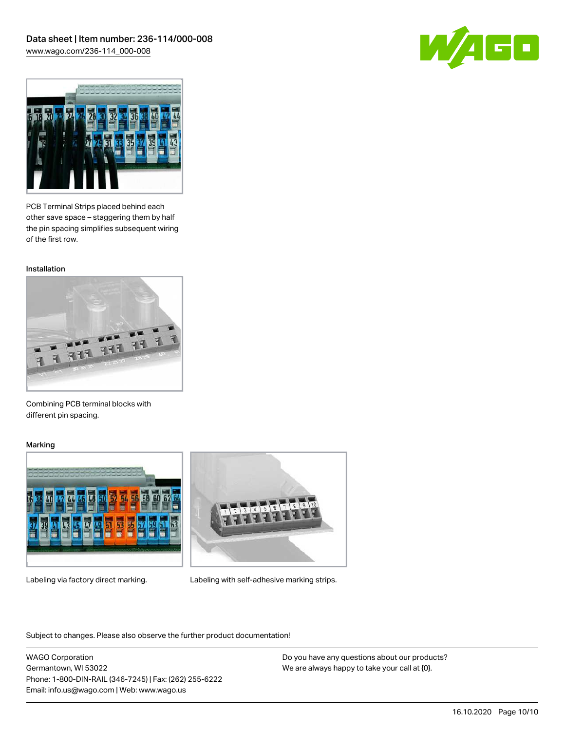PCB Terminal Strips placed behind each other save space – staggering them by half the pin spacing simplifies subsequent wiring of the first row.

### Installation

Combining PCB terminal blocks with different pin spacing.

### Marking

Labeling via factory direct marking.

Labeling with self-adhesive marking strips.

Subject to changes. Please also observe the further product documentation!

WAGO Corporation
Germantown, WI 53022
Phone: 1-800-DIN-RAIL (346-7245) | Fax: (262) 255-6222
Email: info.us@wago.com | Web: www.wago.us

Do you have any questions about our products?
We are always happy to take your call at {0}.